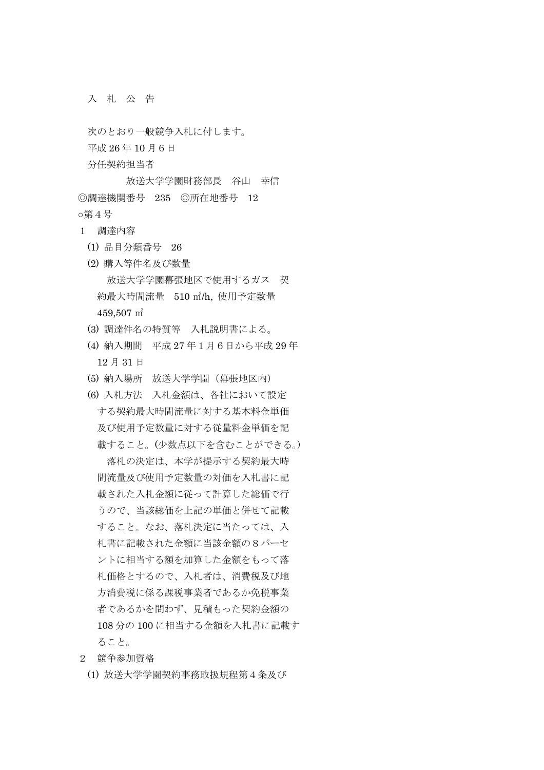# 入　札　公　告

次のとおり一般競争入札に付します。

平成 26 年 10 月 6 日

分任契約担当者

放送大学学園財務部長　谷山　幸信

◎調達機関番号　235　◎所在地番号　12

○第 4 号

1　調達内容

(1) 品目分類番号　26

(2) 購入等件名及び数量

放送大学学園幕張地区で使用するガス　契約最大時間流量　510 ㎥/h, 使用予定数量 459,507 ㎥

(3) 調達件名の特質等　入札説明書による。

(4) 納入期間　平成 27 年 1 月 6 日から平成 29 年 12 月 31 日

(5) 納入場所　放送大学学園（幕張地区内）

(6) 入札方法　入札金額は、各社において設定する契約最大時間流量に対する基本料金単価及び使用予定数量に対する従量料金単価を記載すること。(少数点以下を含むことができる。)

落札の決定は、本学が提示する契約最大時間流量及び使用予定数量の対価を入札書に記載された入札金額に従って計算した総価で行うので、当該総価を上記の単価と併せて記載すること。なお、落札決定に当たっては、入札書に記載された金額に当該金額の 8 パーセントに相当する額を加算した金額をもって落札価格とするので、入札者は、消費税及び地方消費税に係る課税事業者であるか免税事業者であるかを問わず、見積もった契約金額の 108 分の 100 に相当する金額を入札書に記載すること。

2　競争参加資格

(1) 放送大学学園契約事務取扱規程第 4 条及び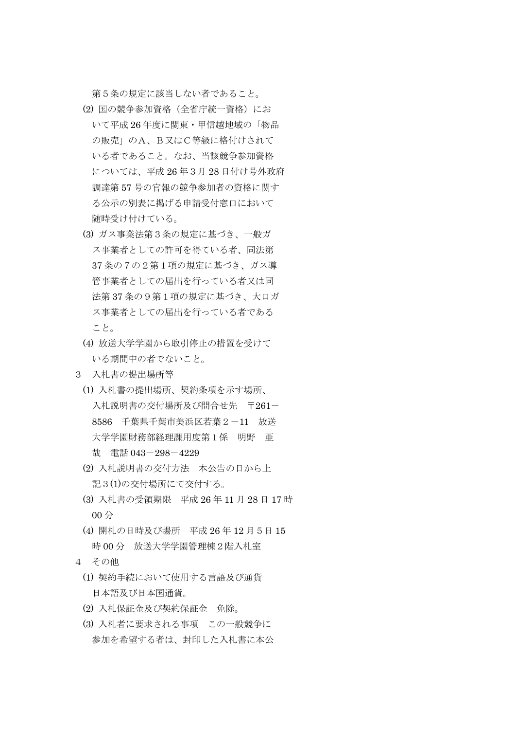第５条の規定に該当しない者であること。

(2) 国の競争参加資格（全省庁統一資格）において平成 26 年度に関東・甲信越地域の「物品の販売」のＡ、Ｂ又はＣ等級に格付けされている者であること。なお、当該競争参加資格については、平成 26 年３月 28 日付け号外政府調達第 57 号の官報の競争参加者の資格に関する公示の別表に掲げる申請受付窓口において随時受け付けている。

(3) ガス事業法第３条の規定に基づき、一般ガス事業者としての許可を得ている者、同法第 37 条の７の２第１項の規定に基づき、ガス導管事業者としての届出を行っている者又は同法第 37 条の９第１項の規定に基づき、大口ガス事業者としての届出を行っている者であること。

(4) 放送大学学園から取引停止の措置を受けている期間中の者でないこと。

３　入札書の提出場所等

(1) 入札書の提出場所、契約条項を示す場所、入札説明書の交付場所及び問合せ先　〒261－8586　千葉県千葉市美浜区若葉２－11　放送大学学園財務部経理課用度第１係　明野　亜哉　電話 043－298－4229

(2) 入札説明書の交付方法　本公告の日から上記３(1)の交付場所にて交付する。

(3) 入札書の受領期限　平成 26 年 11 月 28 日 17 時 00 分

(4) 開札の日時及び場所　平成 26 年 12 月５日 15 時 00 分　放送大学学園管理棟２階入札室

４　その他

(1) 契約手続において使用する言語及び通貨　日本語及び日本国通貨。

(2) 入札保証金及び契約保証金　免除。

(3) 入札者に要求される事項　この一般競争に参加を希望する者は、封印した入札書に本公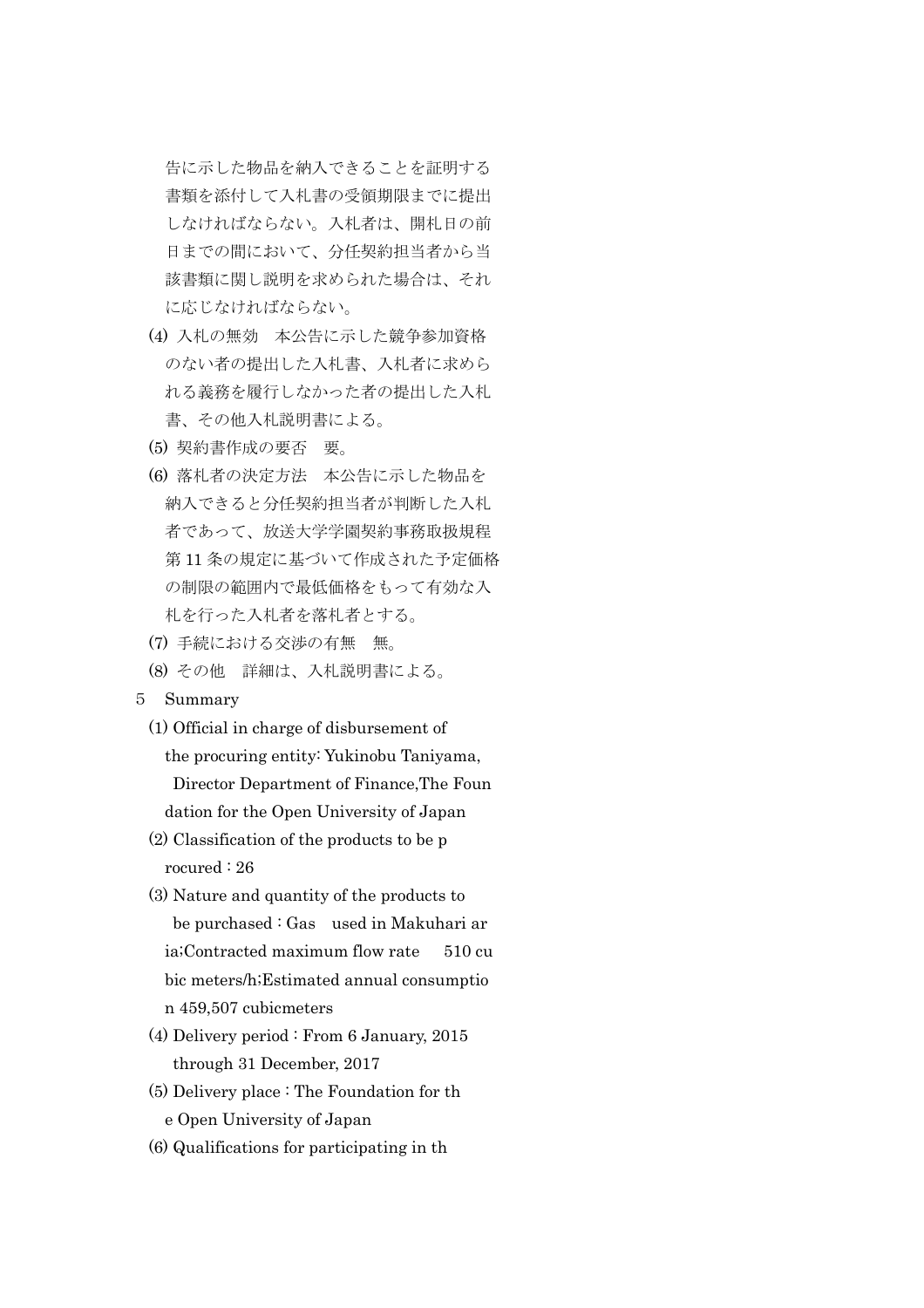告に示した物品を納入できることを証明する書類を添付して入札書の受領期限までに提出しなければならない。入札者は、開札日の前日までの間において、分任契約担当者から当該書類に関し説明を求められた場合は、それに応じなければならない。

(4) 入札の無効　本公告に示した競争参加資格のない者の提出した入札書、入札者に求められる義務を履行しなかった者の提出した入札書、その他入札説明書による。

(5) 契約書作成の要否　要。

(6) 落札者の決定方法　本公告に示した物品を納入できると分任契約担当者が判断した入札者であって、放送大学学園契約事務取扱規程第 11 条の規定に基づいて作成された予定価格の制限の範囲内で最低価格をもって有効な入札を行った入札者を落札者とする。

(7) 手続における交渉の有無　無。

(8) その他　詳細は、入札説明書による。

5　Summary

(1) Official in charge of disbursement of the procuring entity: Yukinobu Taniyama, Director Department of Finance,The Foundation for the Open University of Japan

(2) Classification of the products to be procured : 26

(3) Nature and quantity of the products to be purchased : Gas　used in Makuhari aria;Contracted maximum flow rate　 510 cubic meters/h;Estimated annual consumption 459,507 cubicmeters

(4) Delivery period : From 6 January, 2015 through 31 December, 2017

(5) Delivery place : The Foundation for the Open University of Japan

(6) Qualifications for participating in th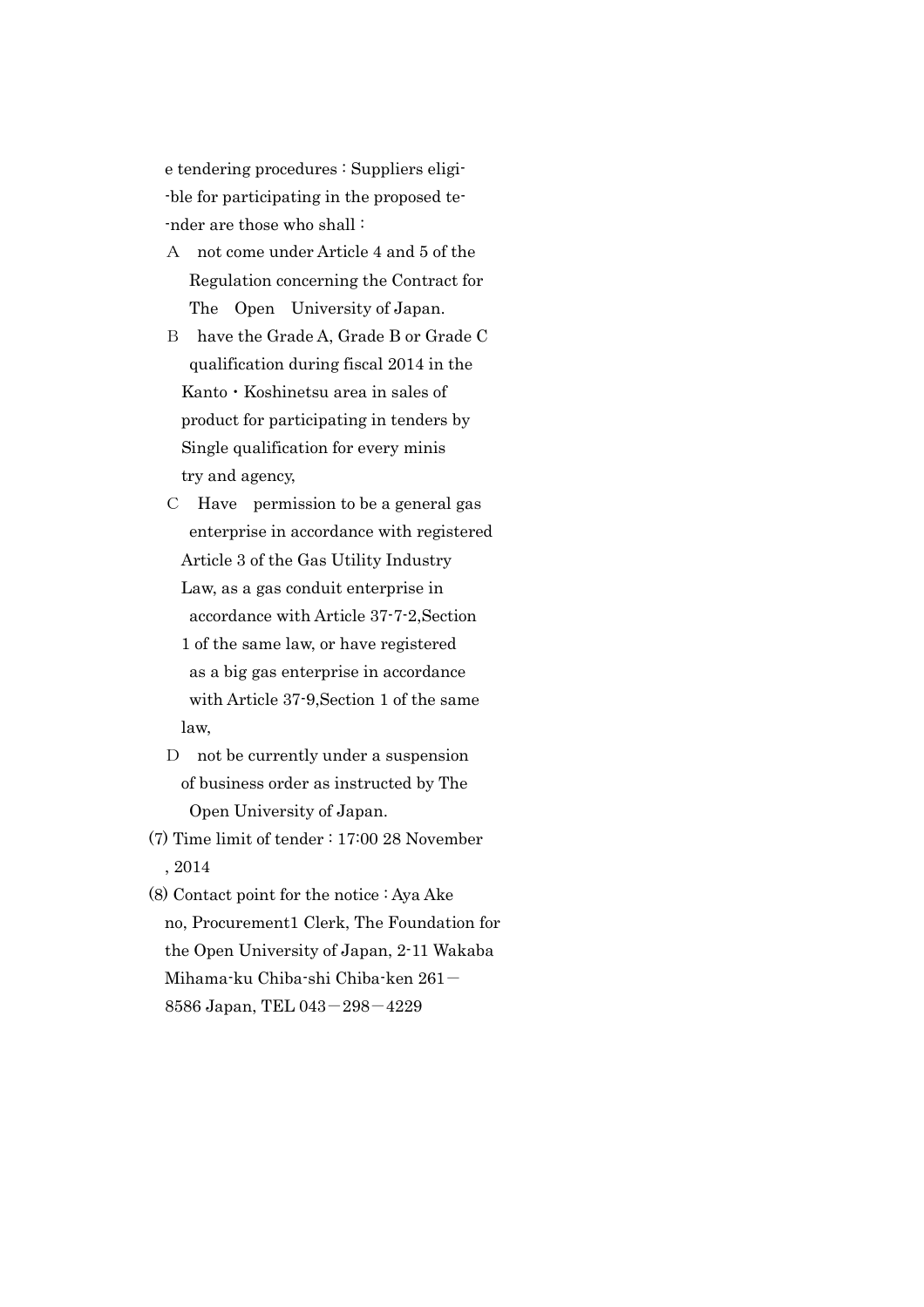e tendering procedures : Suppliers eligi-ble for participating in the proposed te-nder are those who shall :

A　not come under Article 4 and 5 of the Regulation concerning the Contract for The　Open　University of Japan.

B　have the Grade A, Grade B or Grade C qualification during fiscal 2014 in the Kanto・Koshinetsu area in sales of product for participating in tenders by Single qualification for every minis try and agency,

C　Have　permission to be a general gas enterprise in accordance with registered Article 3 of the Gas Utility Industry Law, as a gas conduit enterprise in accordance with Article 37-7-2,Section 1 of the same law, or have registered as a big gas enterprise in accordance with Article 37-9,Section 1 of the same law,

D　not be currently under a suspension of business order as instructed by The Open University of Japan.

(7) Time limit of tender : 17:00 28 November , 2014

(8) Contact point for the notice : Aya Ake no, Procurement1 Clerk, The Foundation for the Open University of Japan, 2-11 Wakaba Mihama-ku Chiba-shi Chiba-ken 261－8586 Japan, TEL 043－298－4229